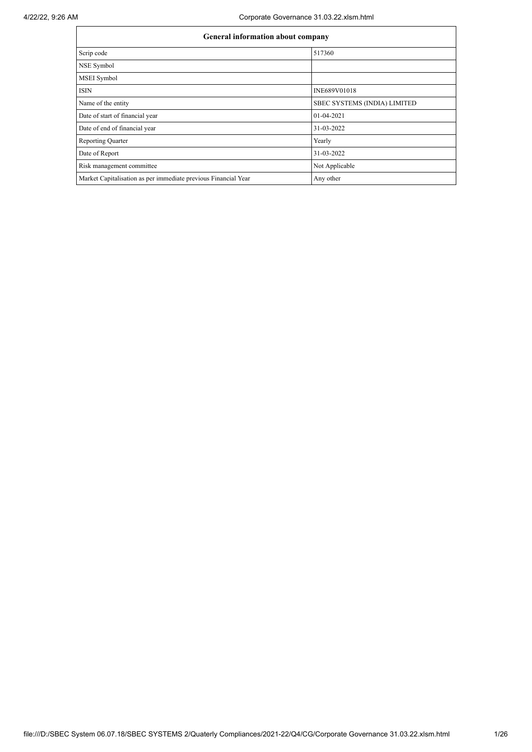| General information about company | |
|---|---|
| Scrip code | 517360 |
| NSE Symbol | |
| MSEI Symbol | |
| ISIN | INE689V01018 |
| Name of the entity | SBEC SYSTEMS (INDIA) LIMITED |
| Date of start of financial year | 01-04-2021 |
| Date of end of financial year | 31-03-2022 |
| Reporting Quarter | Yearly |
| Date of Report | 31-03-2022 |
| Risk management committee | Not Applicable |
| Market Capitalisation as per immediate previous Financial Year | Any other |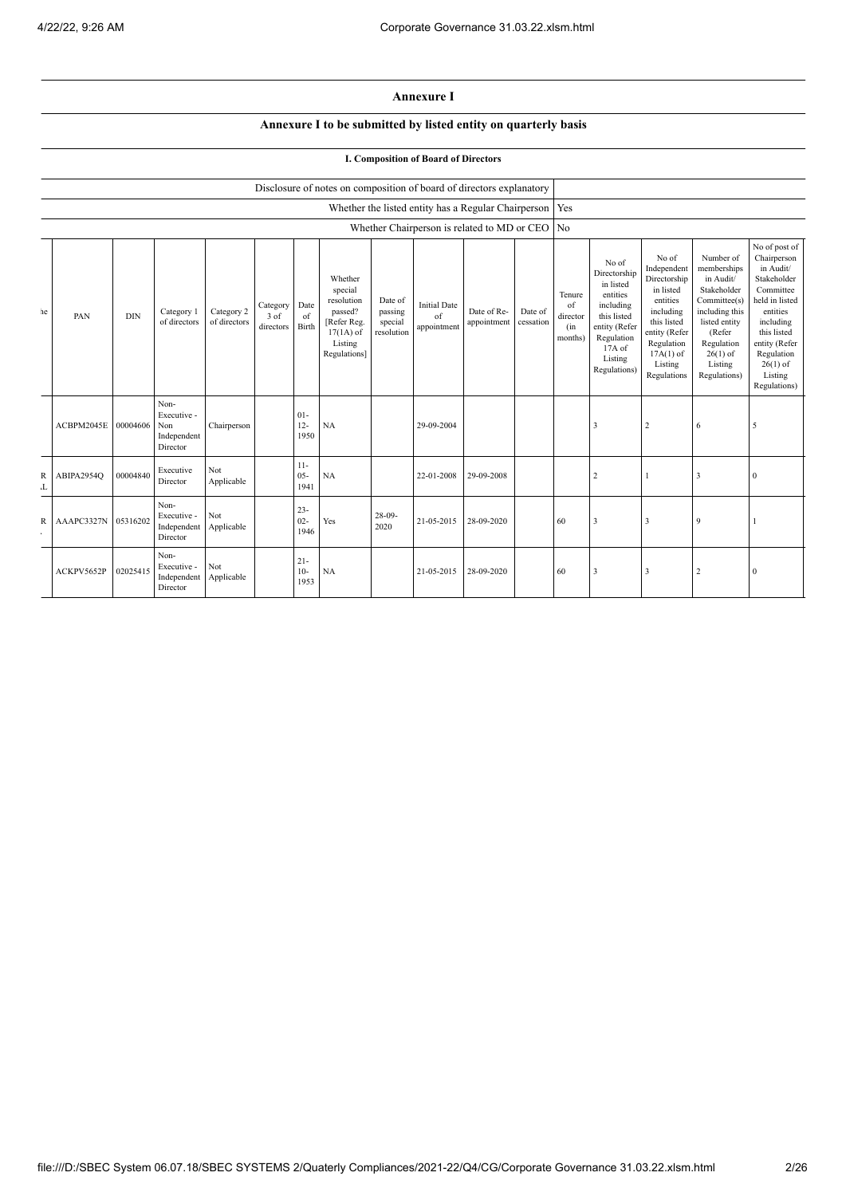# Annexure I

## Annexure I to be submitted by listed entity on quarterly basis

### I. Composition of Board of Directors

| Disclosure of notes on composition of board of directors explanatory | |
|---|---|
| Whether the listed entity has a Regular Chairperson | Yes |
| Whether Chairperson is related to MD or CEO | No |

| he | PAN | DIN | Category 1 of directors | Category 2 of directors | Category 3 of directors | Date of Birth | Whether special resolution passed? [Refer Reg. 17(1A) of Listing Regulations] | Date of passing special resolution | Initial Date of appointment | Date of Re-appointment | Date of cessation | Tenure of director (in months) | No of Directorship in listed entities including this listed entity (Refer Regulation 17A of Listing Regulations) | No of Independent Directorship in listed entities including this listed entity (Refer Regulation 17A(1) of Listing Regulations | Number of memberships in Audit/ Stakeholder Committee(s) including this listed entity (Refer Regulation 26(1) of Listing Regulations) | No of post of Chairperson in Audit/ Stakeholder Committee held in listed entities including this listed entity (Refer Regulation 26(1) of Listing Regulations) |
|---|---|---|---|---|---|---|---|---|---|---|---|---|---|---|---|---|
| | ACBPM2045E | 00004606 | Non-Executive - Non Independent Director | Chairperson | | 01-12-1950 | NA | | 29-09-2004 | | | | 3 | 2 | 6 | 5 |
| R .L | ABIPA2954Q | 00004840 | Executive Director | Not Applicable | | 11-05-1941 | NA | | 22-01-2008 | 29-09-2008 | | | 2 | 1 | 3 | 0 |
| R . | AAAPC3327N | 05316202 | Non-Executive - Independent Director | Not Applicable | | 23-02-1946 | Yes | 28-09-2020 | 21-05-2015 | 28-09-2020 | | 60 | 3 | 3 | 9 | 1 |
| | ACKPV5652P | 02025415 | Non-Executive - Independent Director | Not Applicable | | 21-10-1953 | NA | | 21-05-2015 | 28-09-2020 | | 60 | 3 | 3 | 2 | 0 |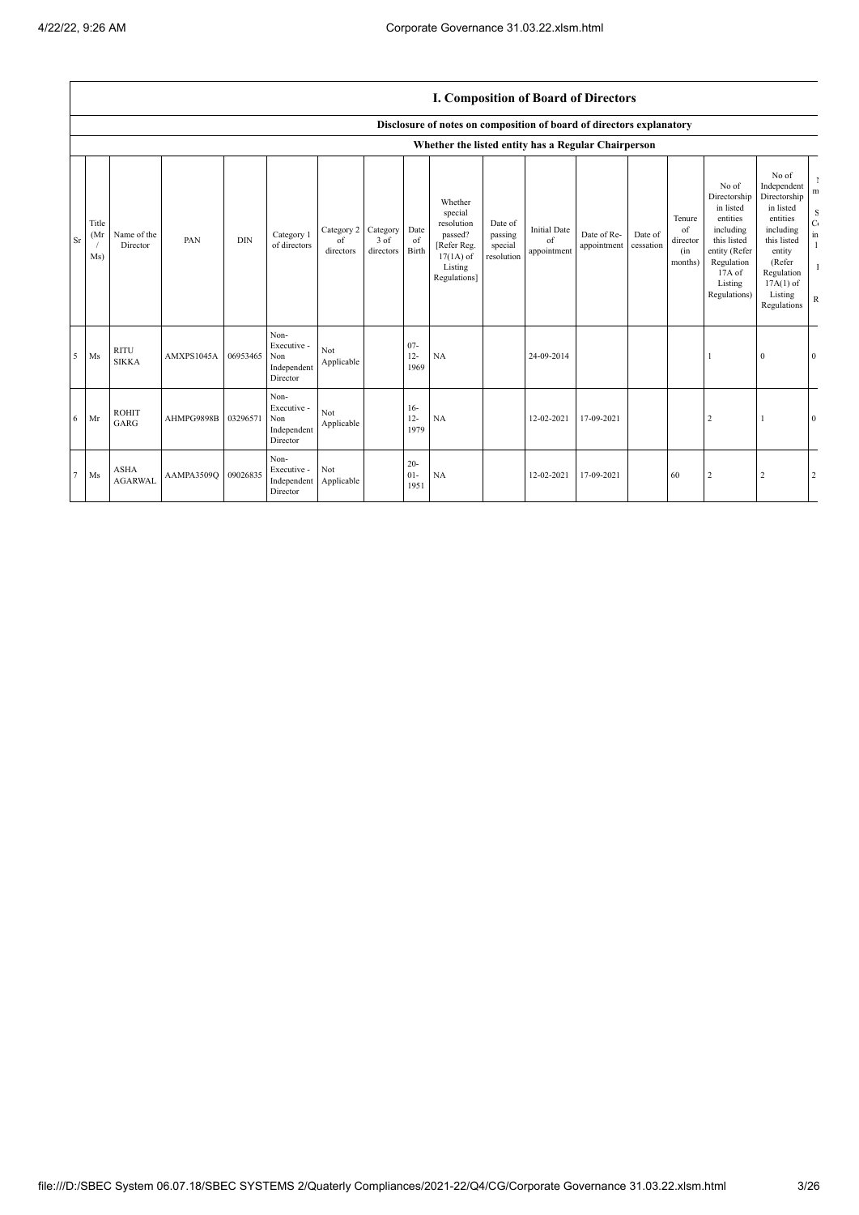## I. Composition of Board of Directors

### Disclosure of notes on composition of board of directors explanatory

### Whether the listed entity has a Regular Chairperson

| Sr | Title (Mr / Ms) | Name of the Director | PAN | DIN | Category 1 of directors | Category 2 of directors | Category 3 of directors | Date of Birth | Whether special resolution passed? [Refer Reg. 17(1A) of Listing Regulations] | Date of passing special resolution | Initial Date of appointment | Date of Re-appointment | Date of cessation | Tenure of director (in months) | No of Directorship in listed entities including this listed entity (Refer Regulation 17A of Listing Regulations) | No of Independent Directorship in listed entities including this listed entity (Refer Regulation 17A(1) of Listing Regulations | N m S C in 1 I R |
|---|---|---|---|---|---|---|---|---|---|---|---|---|---|---|---|---|---|
| 5 | Ms | RITU SIKKA | AMXPS1045A | 06953465 | Non-Executive - Non Independent Director | Not Applicable | | 07-12-1969 | NA | | 24-09-2014 | | | | 1 | 0 | 0 |
| 6 | Mr | ROHIT GARG | AHMPG9898B | 03296571 | Non-Executive - Non Independent Director | Not Applicable | | 16-12-1979 | NA | | 12-02-2021 | 17-09-2021 | | | 2 | 1 | 0 |
| 7 | Ms | ASHA AGARWAL | AAMPA3509Q | 09026835 | Non-Executive - Independent Director | Not Applicable | | 20-01-1951 | NA | | 12-02-2021 | 17-09-2021 | | 60 | 2 | 2 | 2 |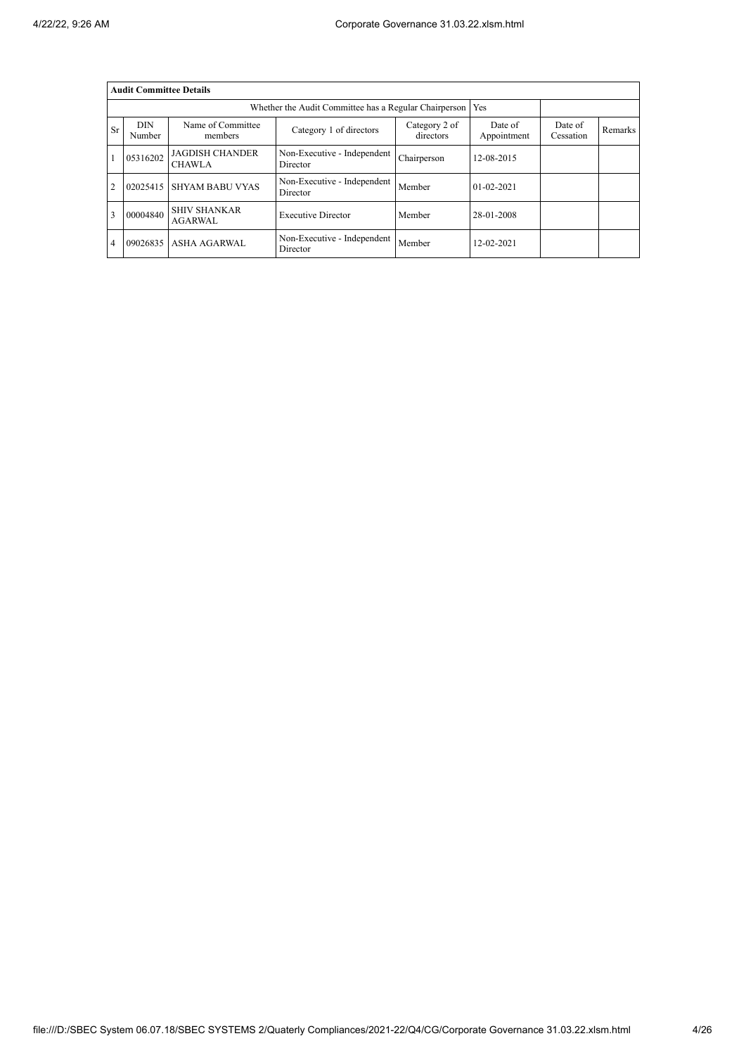| **Audit Committee Details** | | | | | | | |
|---|---|---|---|---|---|---|---|
| Whether the Audit Committee has a Regular Chairperson | | | | | Yes | | |
| Sr | DIN Number | Name of Committee members | Category 1 of directors | Category 2 of directors | Date of Appointment | Date of Cessation | Remarks |
| 1 | 05316202 | JAGDISH CHANDER CHAWLA | Non-Executive - Independent Director | Chairperson | 12-08-2015 | | |
| 2 | 02025415 | SHYAM BABU VYAS | Non-Executive - Independent Director | Member | 01-02-2021 | | |
| 3 | 00004840 | SHIV SHANKAR AGARWAL | Executive Director | Member | 28-01-2008 | | |
| 4 | 09026835 | ASHA AGARWAL | Non-Executive - Independent Director | Member | 12-02-2021 | | |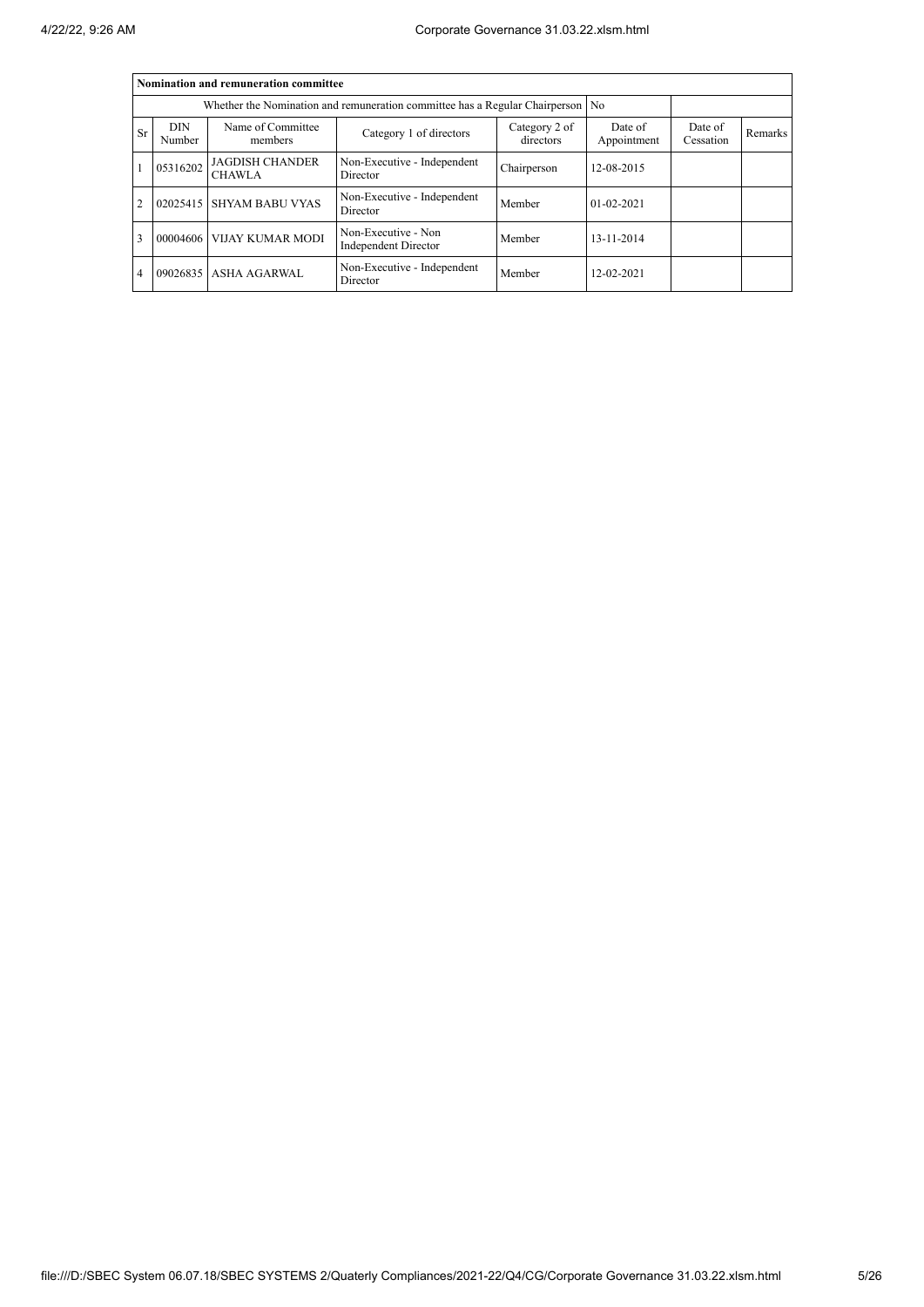| Nomination and remuneration committee | | | | | | | |
|---|---|---|---|---|---|---|---|
| Whether the Nomination and remuneration committee has a Regular Chairperson | | | | | No | | |
| Sr | DIN Number | Name of Committee members | Category 1 of directors | Category 2 of directors | Date of Appointment | Date of Cessation | Remarks |
| 1 | 05316202 | JAGDISH CHANDER CHAWLA | Non-Executive - Independent Director | Chairperson | 12-08-2015 | | |
| 2 | 02025415 | SHYAM BABU VYAS | Non-Executive - Independent Director | Member | 01-02-2021 | | |
| 3 | 00004606 | VIJAY KUMAR MODI | Non-Executive - Non Independent Director | Member | 13-11-2014 | | |
| 4 | 09026835 | ASHA AGARWAL | Non-Executive - Independent Director | Member | 12-02-2021 | | |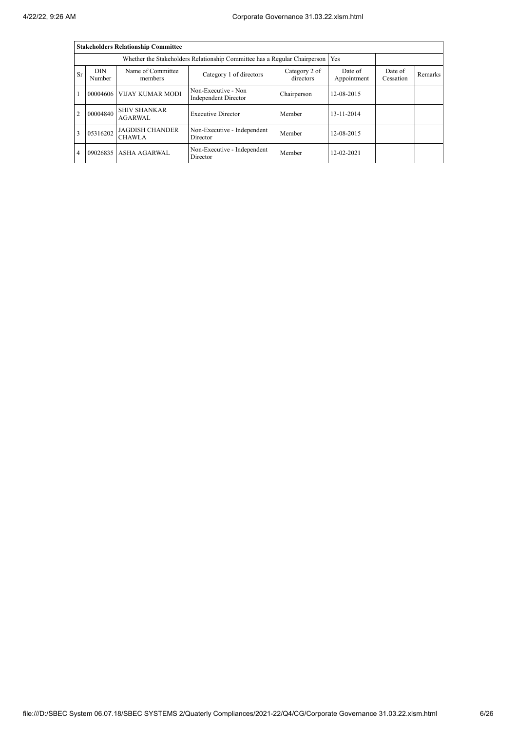| Stakeholders Relationship Committee | | | | | | | |
|---|---|---|---|---|---|---|---|
| Whether the Stakeholders Relationship Committee has a Regular Chairperson | | | | | Yes | | |
| Sr | DIN Number | Name of Committee members | Category 1 of directors | Category 2 of directors | Date of Appointment | Date of Cessation | Remarks |
| 1 | 00004606 | VIJAY KUMAR MODI | Non-Executive - Non Independent Director | Chairperson | 12-08-2015 | | |
| 2 | 00004840 | SHIV SHANKAR AGARWAL | Executive Director | Member | 13-11-2014 | | |
| 3 | 05316202 | JAGDISH CHANDER CHAWLA | Non-Executive - Independent Director | Member | 12-08-2015 | | |
| 4 | 09026835 | ASHA AGARWAL | Non-Executive - Independent Director | Member | 12-02-2021 | | |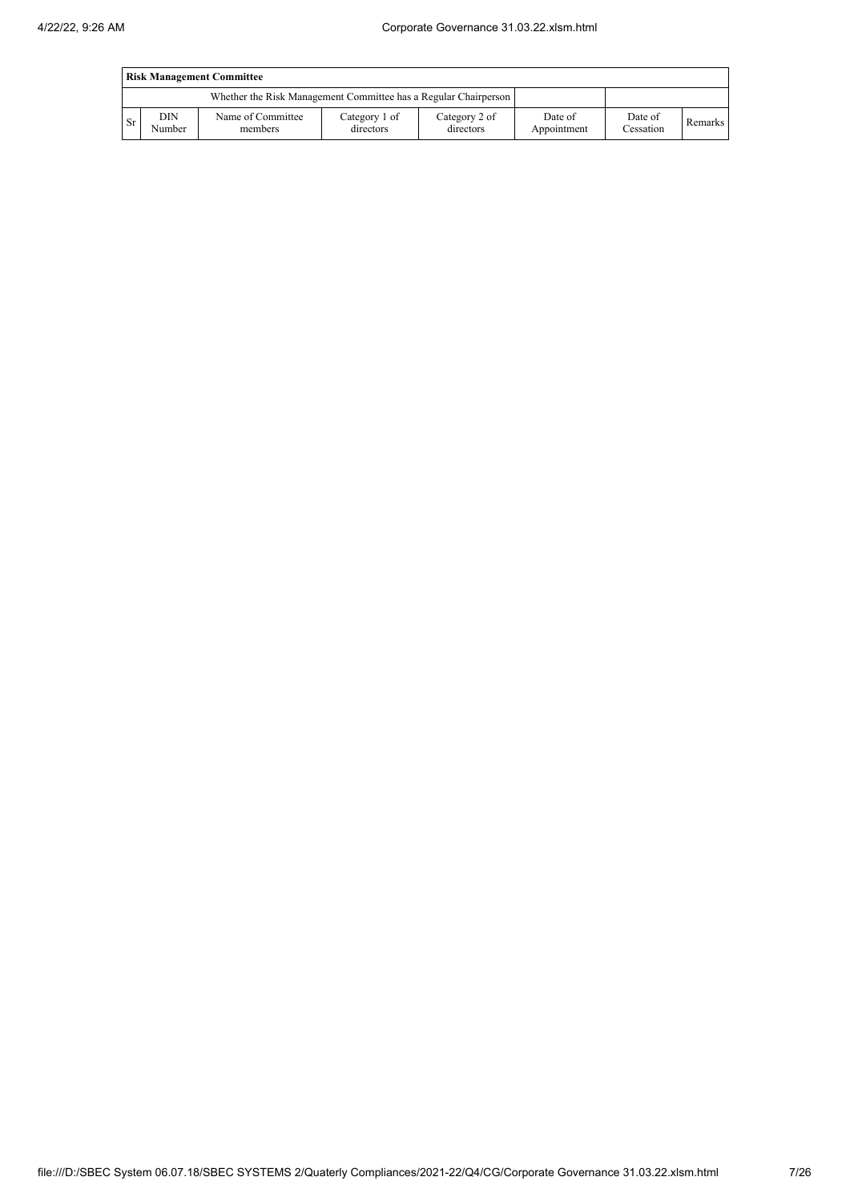| Risk Management Committee | | | | | | | |
|---|---|---|---|---|---|---|---|
| Whether the Risk Management Committee has a Regular Chairperson | | | | | | | |
| Sr | DIN Number | Name of Committee members | Category 1 of directors | Category 2 of directors | Date of Appointment | Date of Cessation | Remarks |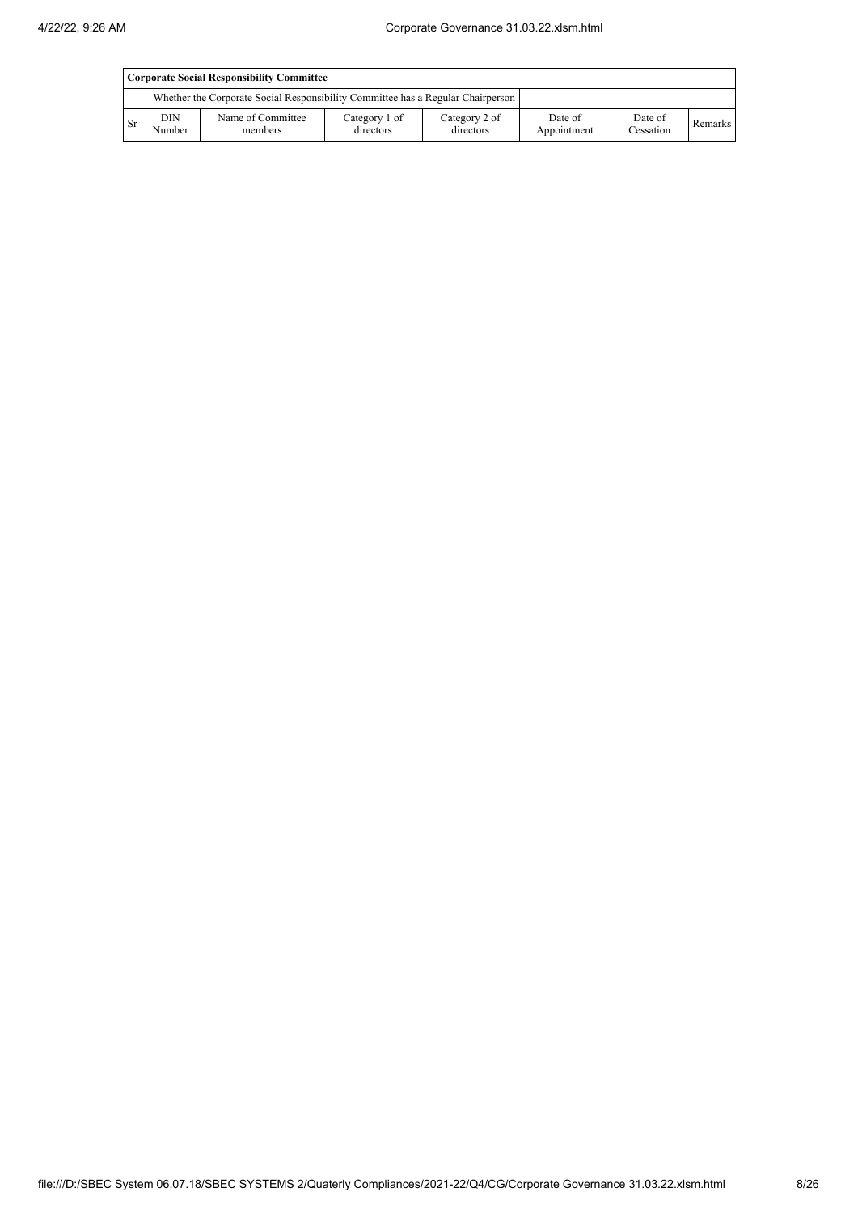| Corporate Social Responsibility Committee | | | | | | | |
|---|---|---|---|---|---|---|---|
| Whether the Corporate Social Responsibility Committee has a Regular Chairperson | | | | | | | |
| Sr | DIN Number | Name of Committee members | Category 1 of directors | Category 2 of directors | Date of Appointment | Date of Cessation | Remarks |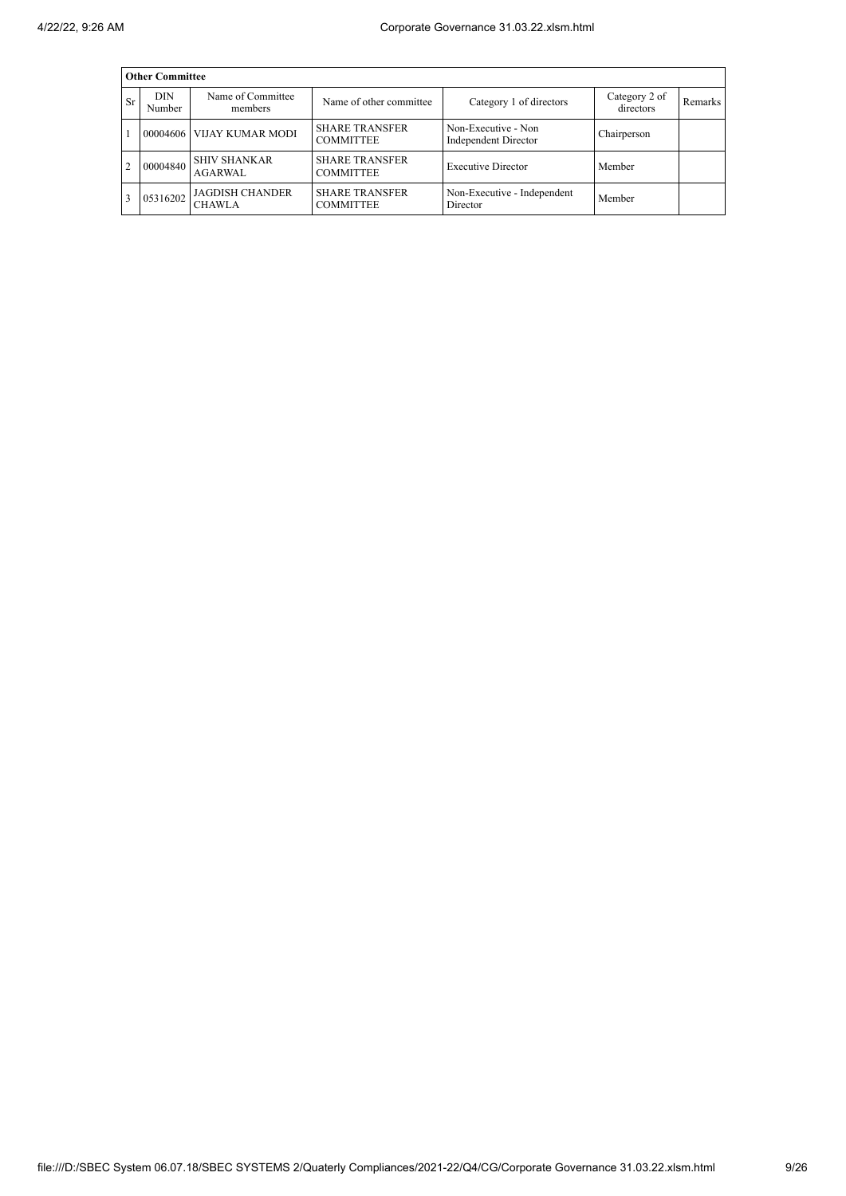| Other Committee | | | | | | |
|---|---|---|---|---|---|---|
| Sr | DIN Number | Name of Committee members | Name of other committee | Category 1 of directors | Category 2 of directors | Remarks |
| 1 | 00004606 | VIJAY KUMAR MODI | SHARE TRANSFER COMMITTEE | Non-Executive - Non Independent Director | Chairperson | |
| 2 | 00004840 | SHIV SHANKAR AGARWAL | SHARE TRANSFER COMMITTEE | Executive Director | Member | |
| 3 | 05316202 | JAGDISH CHANDER CHAWLA | SHARE TRANSFER COMMITTEE | Non-Executive - Independent Director | Member | |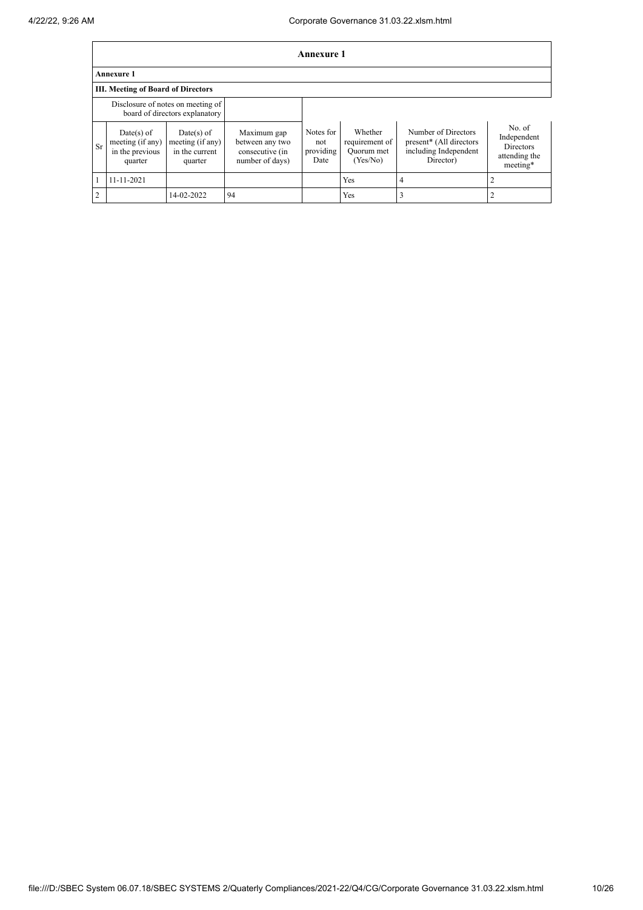# Annexure 1

## Annexure 1

### III. Meeting of Board of Directors

| | Disclosure of notes on meeting of board of directors explanatory | | | | | | |
|---|---|---|---|---|---|---|---|
| Sr | Date(s) of meeting (if any) in the previous quarter | Date(s) of meeting (if any) in the current quarter | Maximum gap between any two consecutive (in number of days) | Notes for not providing Date | Whether requirement of Quorum met (Yes/No) | Number of Directors present* (All directors including Independent Director) | No. of Independent Directors attending the meeting* |
| 1 | 11-11-2021 | | | | Yes | 4 | 2 |
| 2 | | 14-02-2022 | 94 | | Yes | 3 | 2 |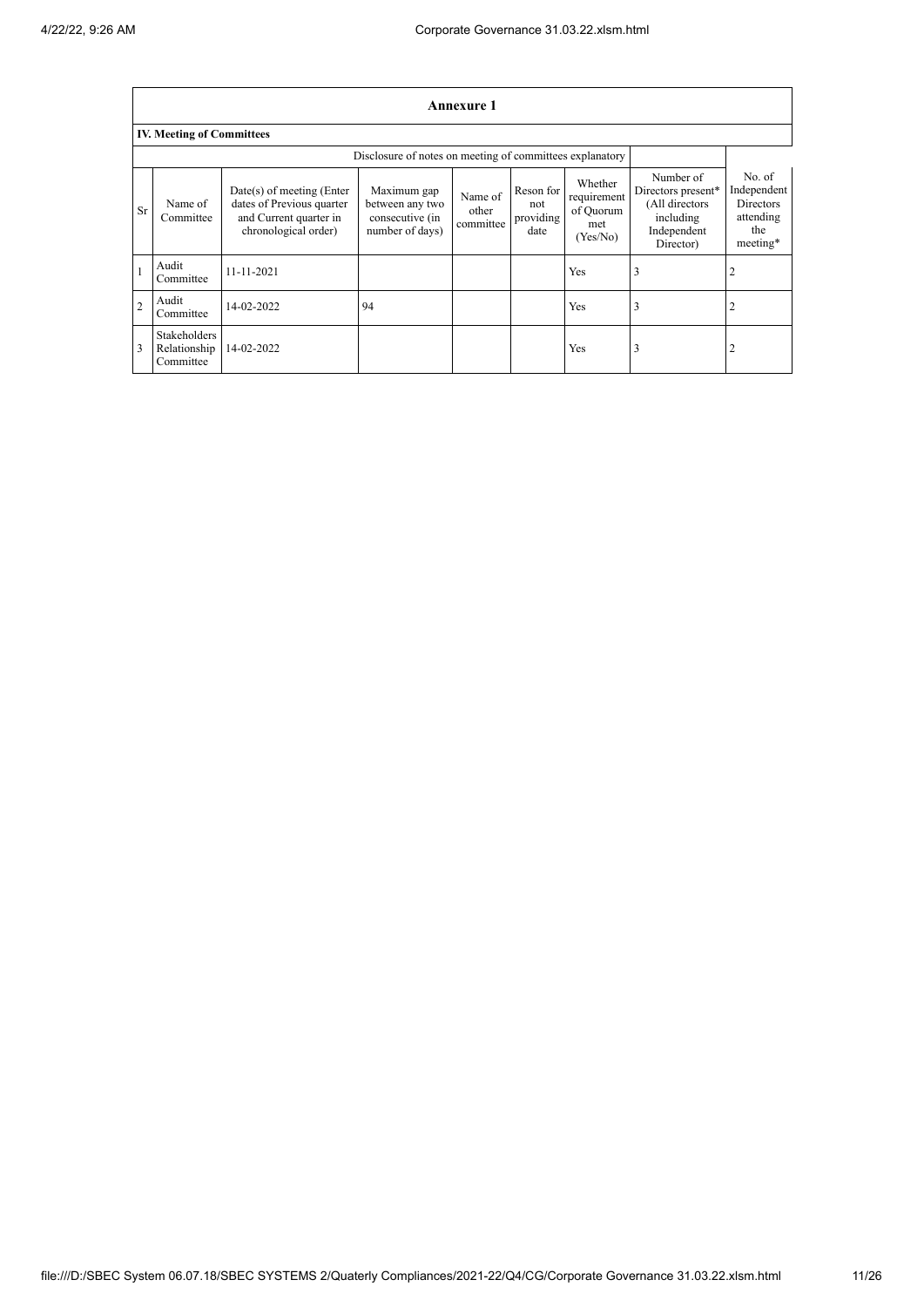## Annexure 1

### IV. Meeting of Committees

| | | | Disclosure of notes on meeting of committees explanatory | | | | | | |
|---|---|---|---|---|---|---|---|---|---|
| Sr | Name of Committee | Date(s) of meeting (Enter dates of Previous quarter and Current quarter in chronological order) | Maximum gap between any two consecutive (in number of days) | Name of other committee | Reson for not providing date | Whether requirement of Quorum met (Yes/No) | Number of Directors present* (All directors including Independent Director) | No. of Independent Directors attending the meeting* |
| 1 | Audit Committee | 11-11-2021 | | | | Yes | 3 | 2 |
| 2 | Audit Committee | 14-02-2022 | 94 | | | Yes | 3 | 2 |
| 3 | Stakeholders Relationship Committee | 14-02-2022 | | | | Yes | 3 | 2 |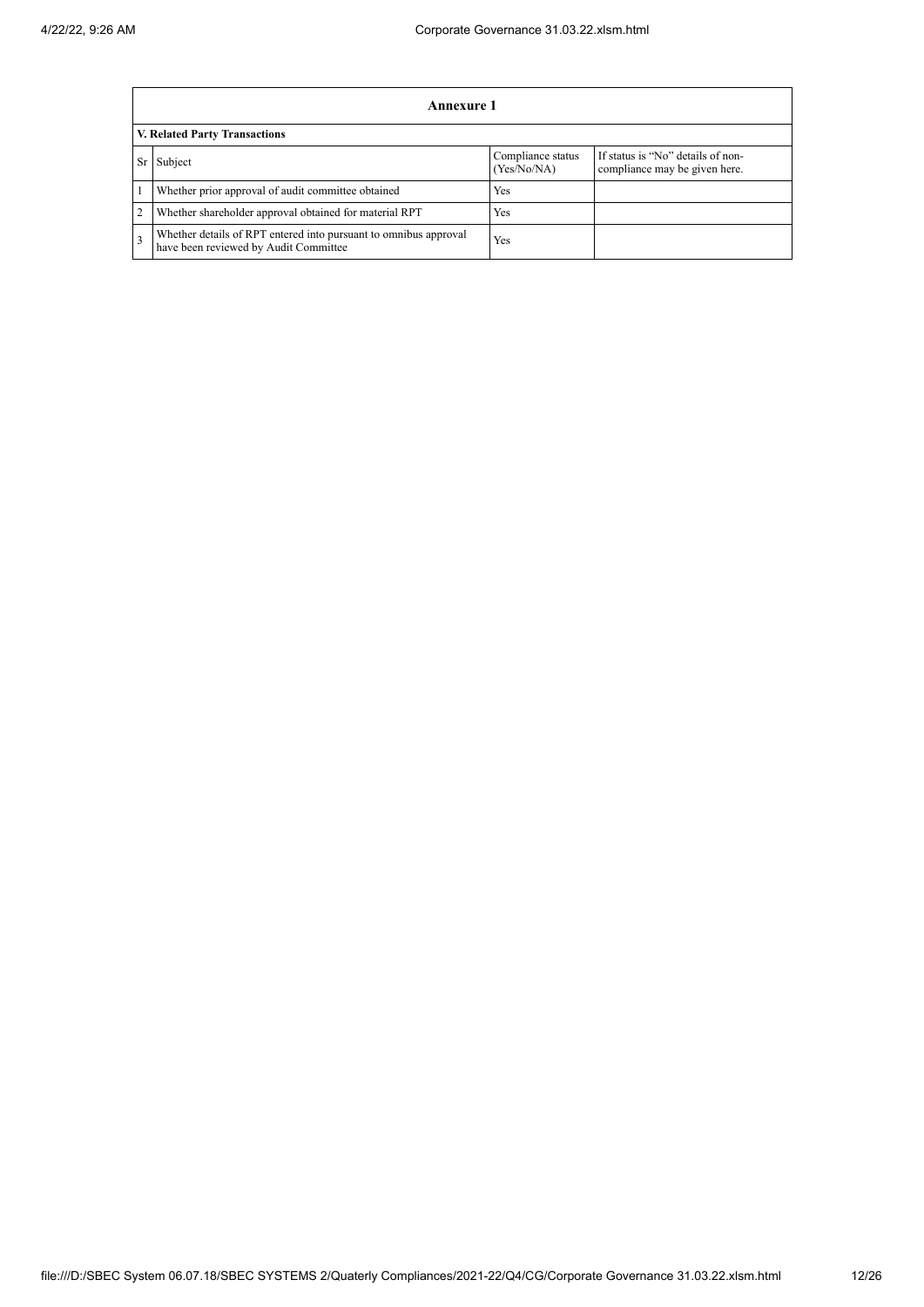| Annexure 1 | | | |
|---|---|---|---|
| **V. Related Party Transactions** | | | |
| Sr | Subject | Compliance status (Yes/No/NA) | If status is “No” details of non-compliance may be given here. |
| 1 | Whether prior approval of audit committee obtained | Yes | |
| 2 | Whether shareholder approval obtained for material RPT | Yes | |
| 3 | Whether details of RPT entered into pursuant to omnibus approval have been reviewed by Audit Committee | Yes | |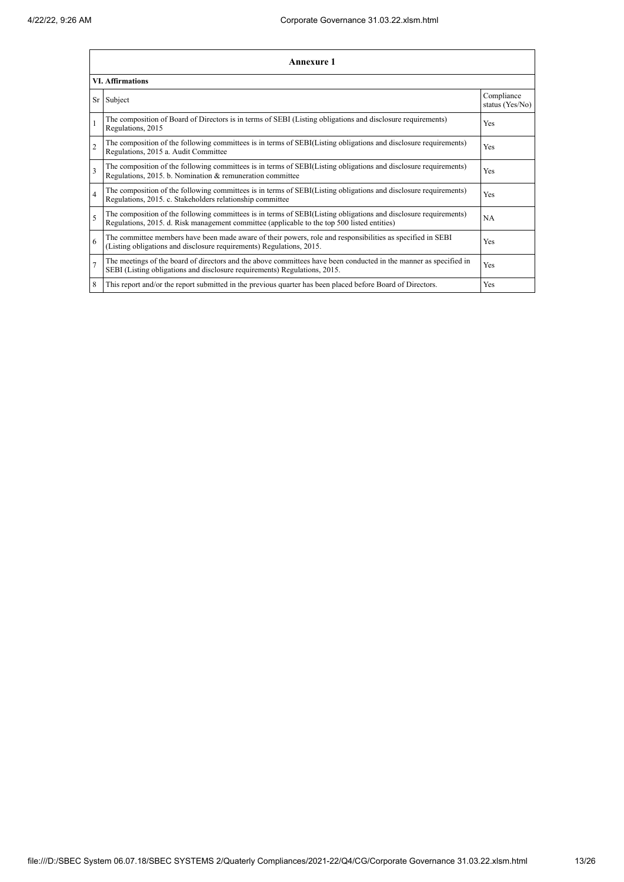## Annexure 1

### VI. Affirmations

| Sr | Subject | Compliance status (Yes/No) |
|---|---|---|
| 1 | The composition of Board of Directors is in terms of SEBI (Listing obligations and disclosure requirements) Regulations, 2015 | Yes |
| 2 | The composition of the following committees is in terms of SEBI(Listing obligations and disclosure requirements) Regulations, 2015 a. Audit Committee | Yes |
| 3 | The composition of the following committees is in terms of SEBI(Listing obligations and disclosure requirements) Regulations, 2015. b. Nomination & remuneration committee | Yes |
| 4 | The composition of the following committees is in terms of SEBI(Listing obligations and disclosure requirements) Regulations, 2015. c. Stakeholders relationship committee | Yes |
| 5 | The composition of the following committees is in terms of SEBI(Listing obligations and disclosure requirements) Regulations, 2015. d. Risk management committee (applicable to the top 500 listed entities) | NA |
| 6 | The committee members have been made aware of their powers, role and responsibilities as specified in SEBI (Listing obligations and disclosure requirements) Regulations, 2015. | Yes |
| 7 | The meetings of the board of directors and the above committees have been conducted in the manner as specified in SEBI (Listing obligations and disclosure requirements) Regulations, 2015. | Yes |
| 8 | This report and/or the report submitted in the previous quarter has been placed before Board of Directors. | Yes |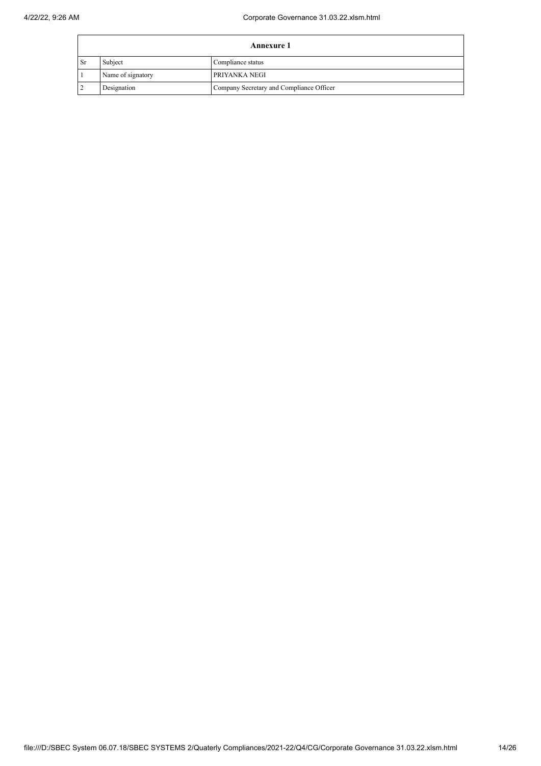| Annexure 1 | | |
|---|---|---|
| Sr | Subject | Compliance status |
| 1 | Name of signatory | PRIYANKA NEGI |
| 2 | Designation | Company Secretary and Compliance Officer |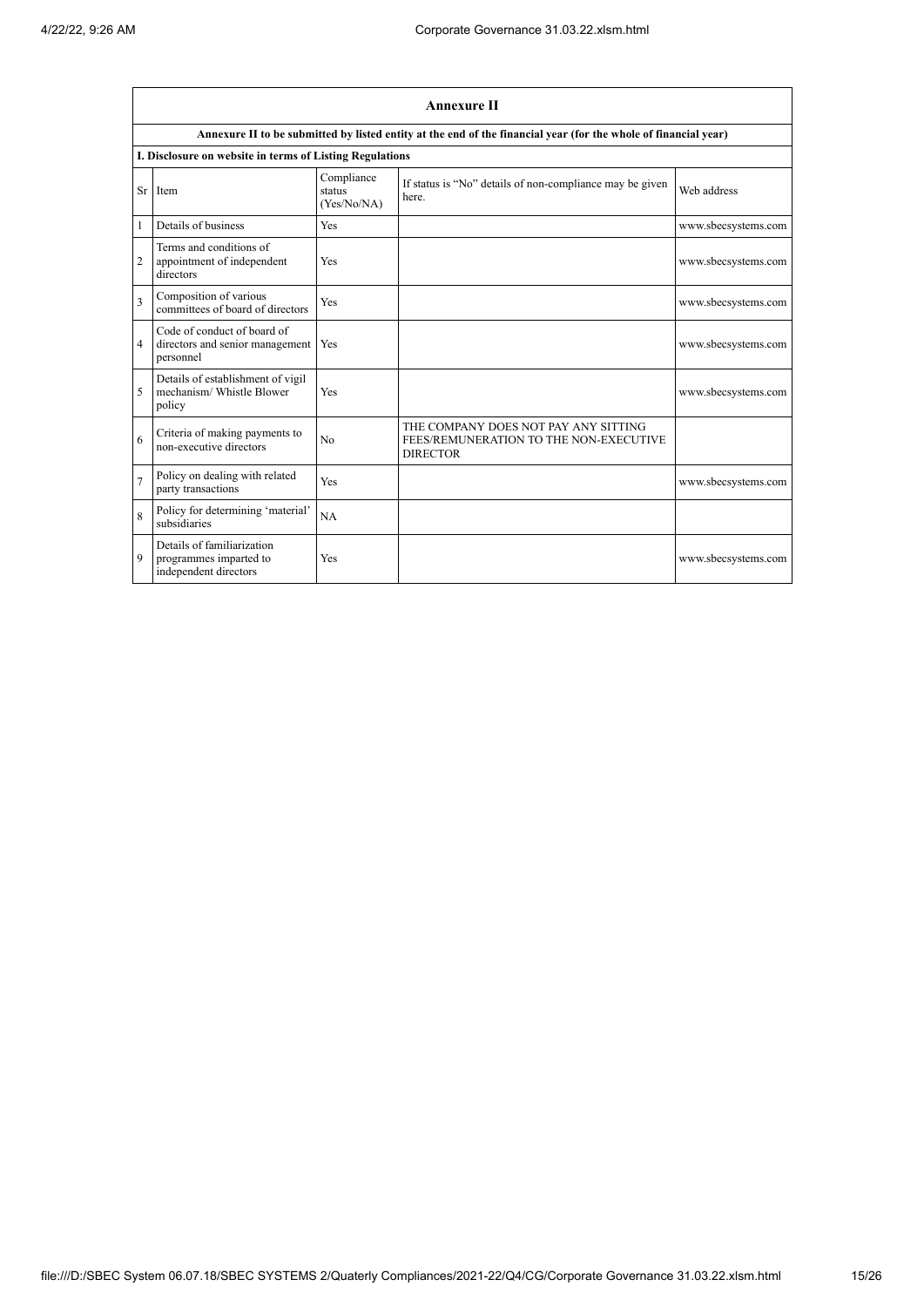## Annexure II

**Annexure II to be submitted by listed entity at the end of the financial year (for the whole of financial year)**

**I. Disclosure on website in terms of Listing Regulations**

| Sr | Item | Compliance status (Yes/No/NA) | If status is "No" details of non-compliance may be given here. | Web address |
|---|---|---|---|---|
| 1 | Details of business | Yes | | www.sbecsystems.com |
| 2 | Terms and conditions of appointment of independent directors | Yes | | www.sbecsystems.com |
| 3 | Composition of various committees of board of directors | Yes | | www.sbecsystems.com |
| 4 | Code of conduct of board of directors and senior management personnel | Yes | | www.sbecsystems.com |
| 5 | Details of establishment of vigil mechanism/ Whistle Blower policy | Yes | | www.sbecsystems.com |
| 6 | Criteria of making payments to non-executive directors | No | THE COMPANY DOES NOT PAY ANY SITTING FEES/REMUNERATION TO THE NON-EXECUTIVE DIRECTOR | |
| 7 | Policy on dealing with related party transactions | Yes | | www.sbecsystems.com |
| 8 | Policy for determining 'material' subsidiaries | NA | | |
| 9 | Details of familiarization programmes imparted to independent directors | Yes | | www.sbecsystems.com |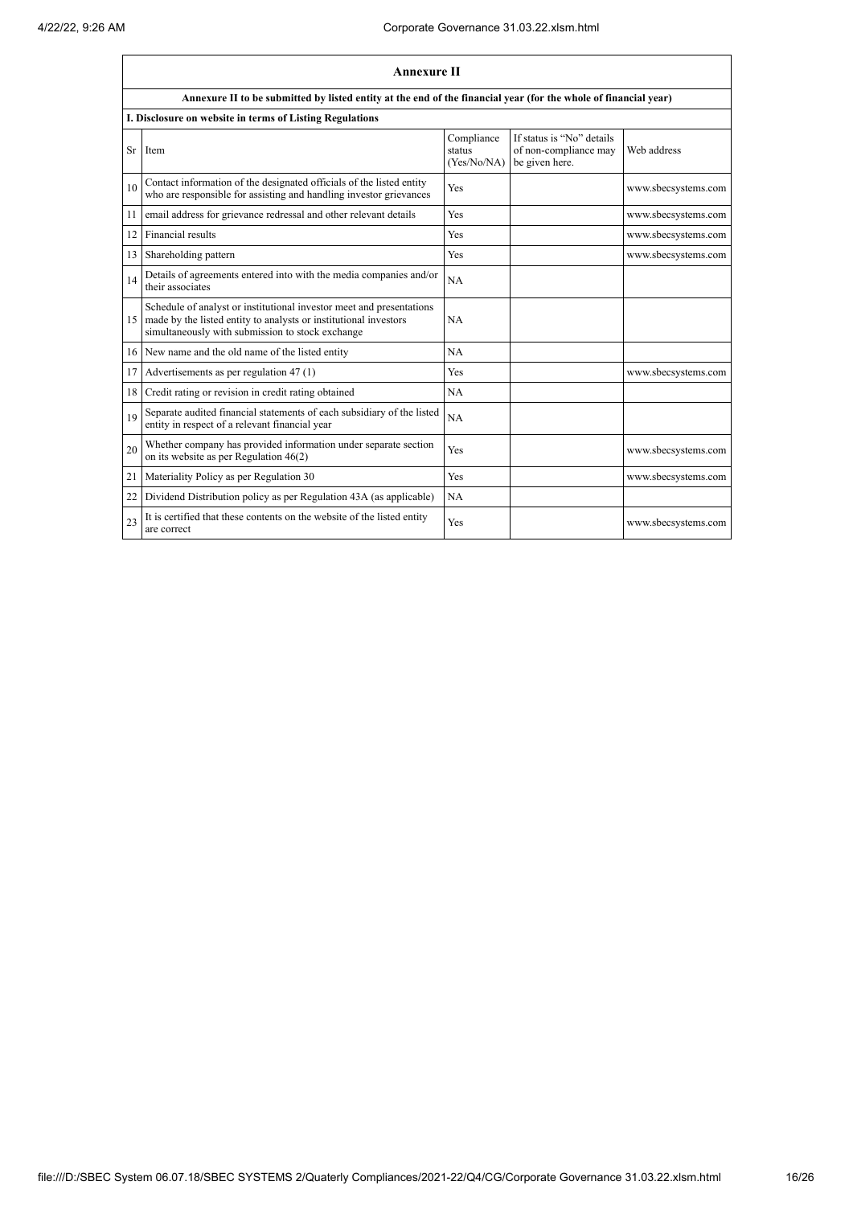## Annexure II

**Annexure II to be submitted by listed entity at the end of the financial year (for the whole of financial year)**

**I. Disclosure on website in terms of Listing Regulations**

| Sr | Item | Compliance status (Yes/No/NA) | If status is "No" details of non-compliance may be given here. | Web address |
|---|---|---|---|---|
| 10 | Contact information of the designated officials of the listed entity who are responsible for assisting and handling investor grievances | Yes | | www.sbecsystems.com |
| 11 | email address for grievance redressal and other relevant details | Yes | | www.sbecsystems.com |
| 12 | Financial results | Yes | | www.sbecsystems.com |
| 13 | Shareholding pattern | Yes | | www.sbecsystems.com |
| 14 | Details of agreements entered into with the media companies and/or their associates | NA | | |
| 15 | Schedule of analyst or institutional investor meet and presentations made by the listed entity to analysts or institutional investors simultaneously with submission to stock exchange | NA | | |
| 16 | New name and the old name of the listed entity | NA | | |
| 17 | Advertisements as per regulation 47 (1) | Yes | | www.sbecsystems.com |
| 18 | Credit rating or revision in credit rating obtained | NA | | |
| 19 | Separate audited financial statements of each subsidiary of the listed entity in respect of a relevant financial year | NA | | |
| 20 | Whether company has provided information under separate section on its website as per Regulation 46(2) | Yes | | www.sbecsystems.com |
| 21 | Materiality Policy as per Regulation 30 | Yes | | www.sbecsystems.com |
| 22 | Dividend Distribution policy as per Regulation 43A (as applicable) | NA | | |
| 23 | It is certified that these contents on the website of the listed entity are correct | Yes | | www.sbecsystems.com |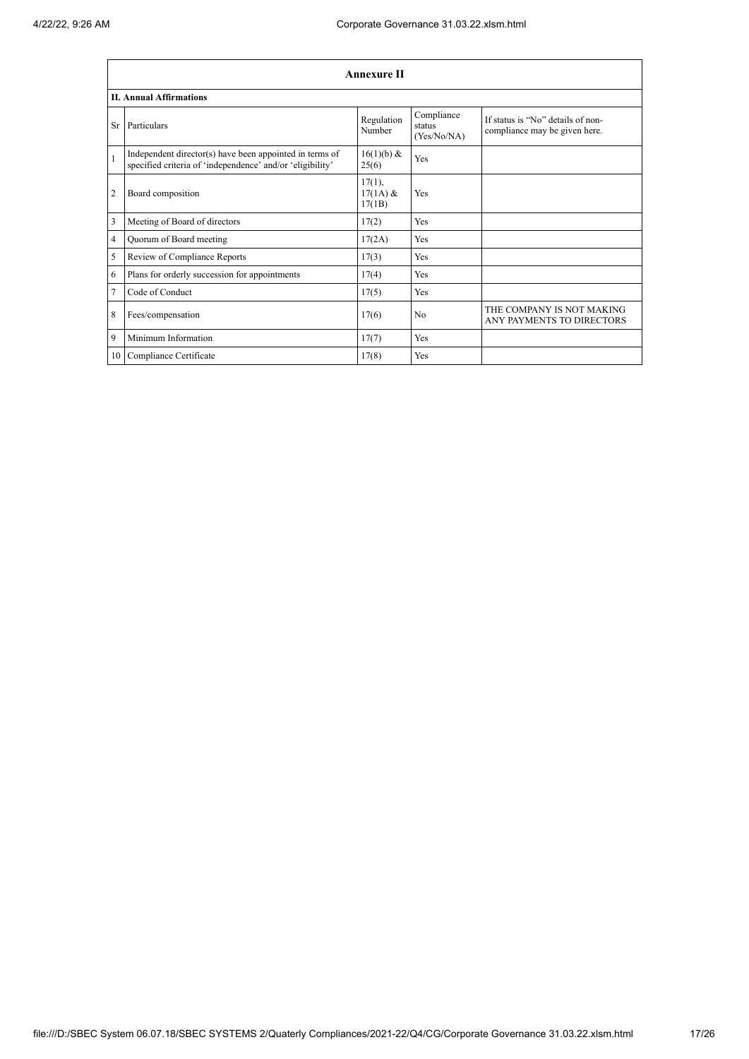| Annexure II | | | | |
|---|---|---|---|---|
| **II. Annual Affirmations** | | | | |
| Sr | Particulars | Regulation Number | Compliance status (Yes/No/NA) | If status is "No" details of non-compliance may be given here. |
| 1 | Independent director(s) have been appointed in terms of specified criteria of 'independence' and/or 'eligibility' | 16(1)(b) & 25(6) | Yes | |
| 2 | Board composition | 17(1), 17(1A) & 17(1B) | Yes | |
| 3 | Meeting of Board of directors | 17(2) | Yes | |
| 4 | Quorum of Board meeting | 17(2A) | Yes | |
| 5 | Review of Compliance Reports | 17(3) | Yes | |
| 6 | Plans for orderly succession for appointments | 17(4) | Yes | |
| 7 | Code of Conduct | 17(5) | Yes | |
| 8 | Fees/compensation | 17(6) | No | THE COMPANY IS NOT MAKING ANY PAYMENTS TO DIRECTORS |
| 9 | Minimum Information | 17(7) | Yes | |
| 10 | Compliance Certificate | 17(8) | Yes | |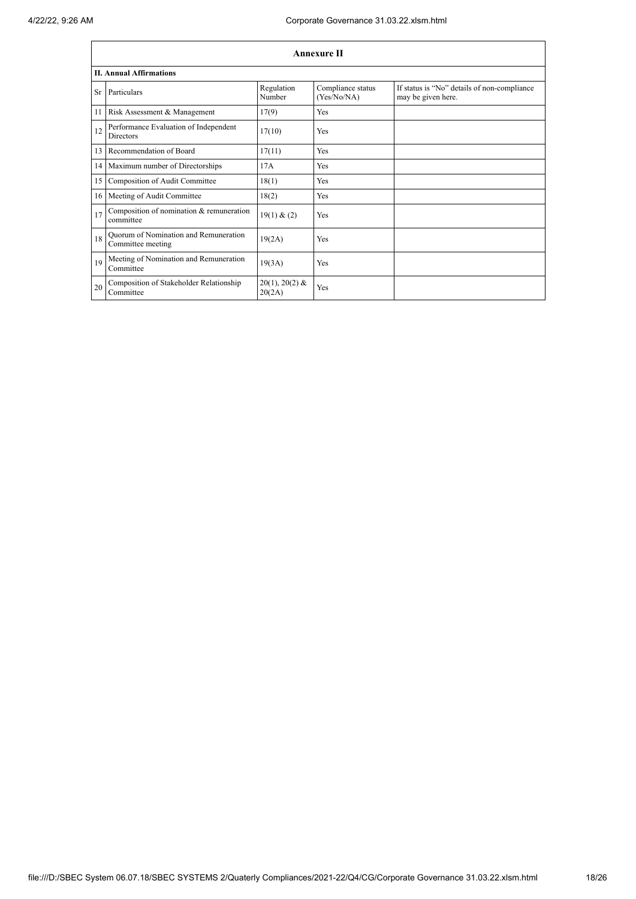## Annexure II

### II. Annual Affirmations

| Sr | Particulars | Regulation Number | Compliance status (Yes/No/NA) | If status is "No" details of non-compliance may be given here. |
|---|---|---|---|---|
| 11 | Risk Assessment & Management | 17(9) | Yes | |
| 12 | Performance Evaluation of Independent Directors | 17(10) | Yes | |
| 13 | Recommendation of Board | 17(11) | Yes | |
| 14 | Maximum number of Directorships | 17A | Yes | |
| 15 | Composition of Audit Committee | 18(1) | Yes | |
| 16 | Meeting of Audit Committee | 18(2) | Yes | |
| 17 | Composition of nomination & remuneration committee | 19(1) & (2) | Yes | |
| 18 | Quorum of Nomination and Remuneration Committee meeting | 19(2A) | Yes | |
| 19 | Meeting of Nomination and Remuneration Committee | 19(3A) | Yes | |
| 20 | Composition of Stakeholder Relationship Committee | 20(1), 20(2) & 20(2A) | Yes | |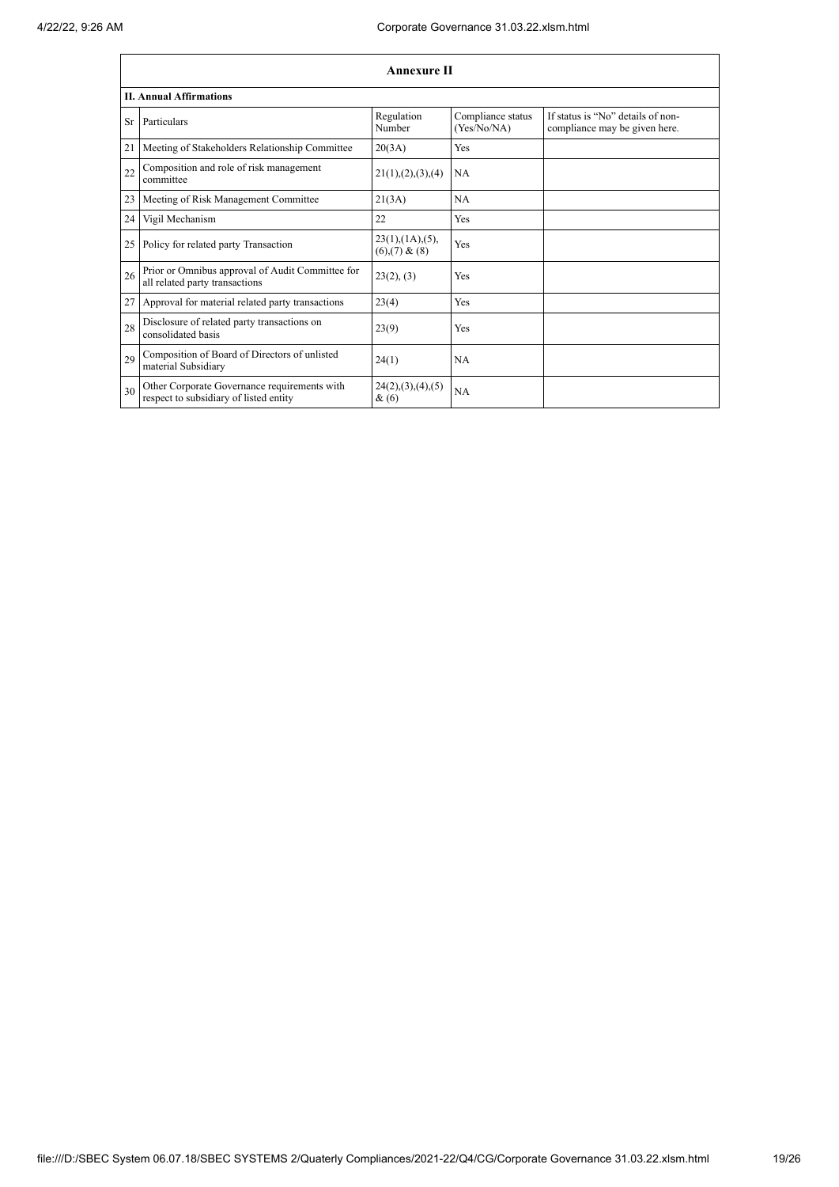## Annexure II

### II. Annual Affirmations

| Sr | Particulars | Regulation Number | Compliance status (Yes/No/NA) | If status is "No" details of non-compliance may be given here. |
|---|---|---|---|---|
| 21 | Meeting of Stakeholders Relationship Committee | 20(3A) | Yes | |
| 22 | Composition and role of risk management committee | 21(1),(2),(3),(4) | NA | |
| 23 | Meeting of Risk Management Committee | 21(3A) | NA | |
| 24 | Vigil Mechanism | 22 | Yes | |
| 25 | Policy for related party Transaction | 23(1),(1A),(5),(6),(7) & (8) | Yes | |
| 26 | Prior or Omnibus approval of Audit Committee for all related party transactions | 23(2), (3) | Yes | |
| 27 | Approval for material related party transactions | 23(4) | Yes | |
| 28 | Disclosure of related party transactions on consolidated basis | 23(9) | Yes | |
| 29 | Composition of Board of Directors of unlisted material Subsidiary | 24(1) | NA | |
| 30 | Other Corporate Governance requirements with respect to subsidiary of listed entity | 24(2),(3),(4),(5) & (6) | NA | |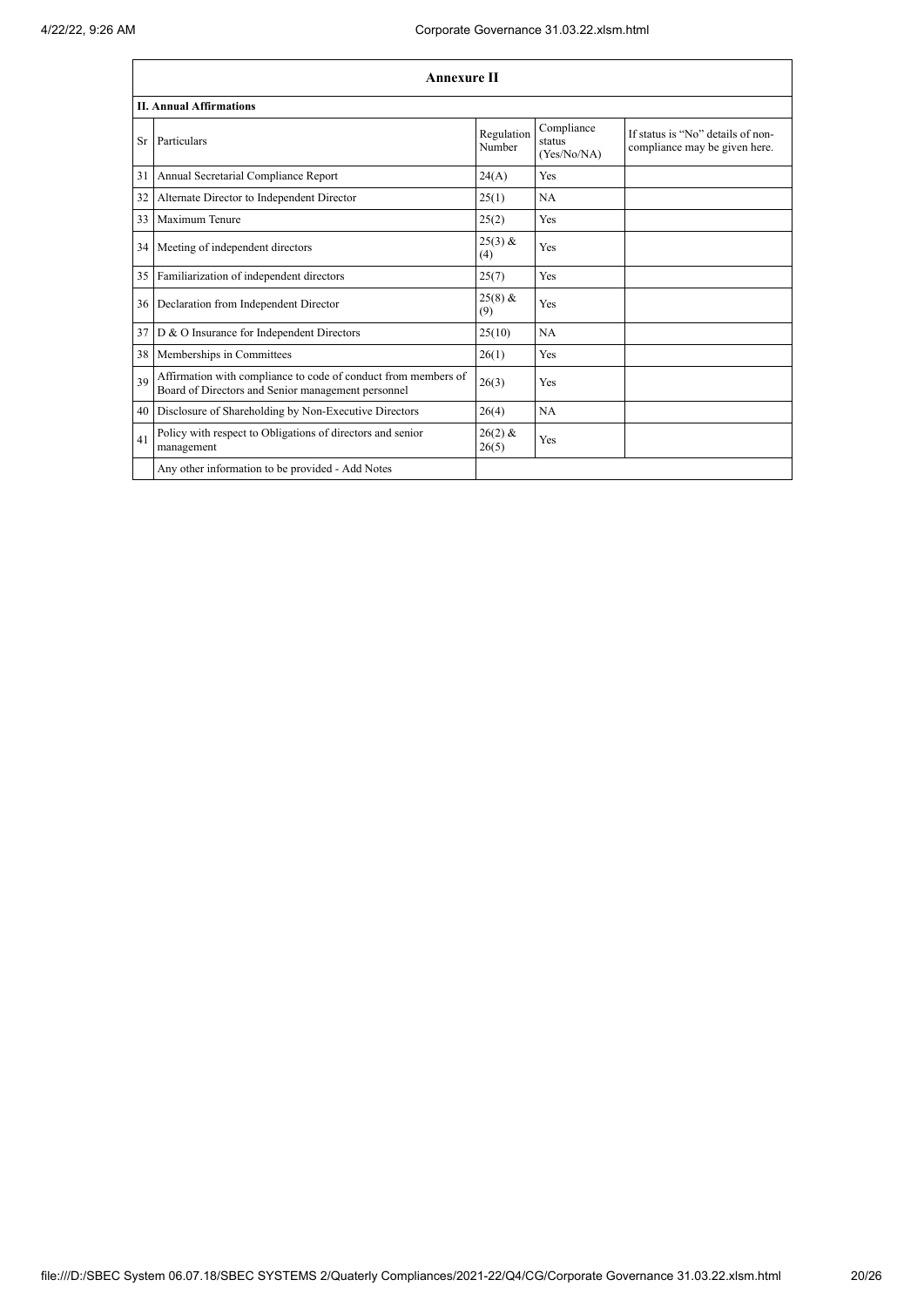| Annexure II | | | | |
|---|---|---|---|---|
| **II. Annual Affirmations** | | | | |
| Sr | Particulars | Regulation Number | Compliance status (Yes/No/NA) | If status is "No" details of non-compliance may be given here. |
| 31 | Annual Secretarial Compliance Report | 24(A) | Yes | |
| 32 | Alternate Director to Independent Director | 25(1) | NA | |
| 33 | Maximum Tenure | 25(2) | Yes | |
| 34 | Meeting of independent directors | 25(3) & (4) | Yes | |
| 35 | Familiarization of independent directors | 25(7) | Yes | |
| 36 | Declaration from Independent Director | 25(8) & (9) | Yes | |
| 37 | D & O Insurance for Independent Directors | 25(10) | NA | |
| 38 | Memberships in Committees | 26(1) | Yes | |
| 39 | Affirmation with compliance to code of conduct from members of Board of Directors and Senior management personnel | 26(3) | Yes | |
| 40 | Disclosure of Shareholding by Non-Executive Directors | 26(4) | NA | |
| 41 | Policy with respect to Obligations of directors and senior management | 26(2) & 26(5) | Yes | |
| | Any other information to be provided - Add Notes | | | |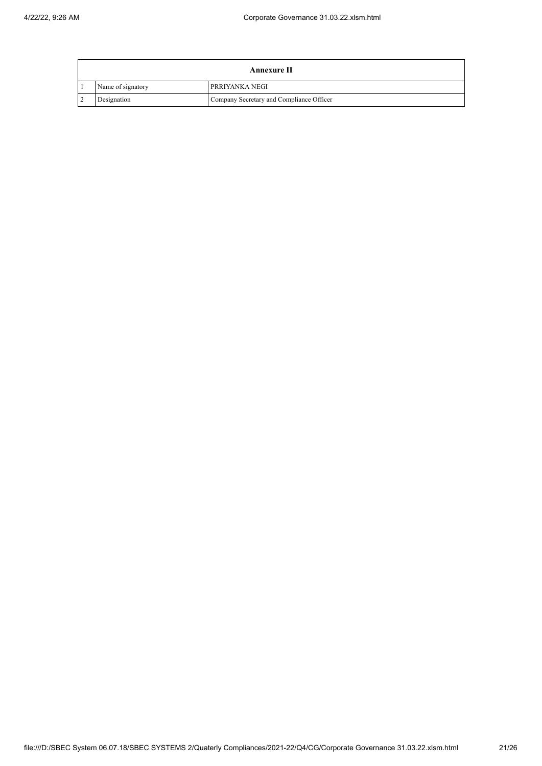| Annexure II | | |
|---|---|---|
| 1 | Name of signatory | PRRIYANKA NEGI |
| 2 | Designation | Company Secretary and Compliance Officer |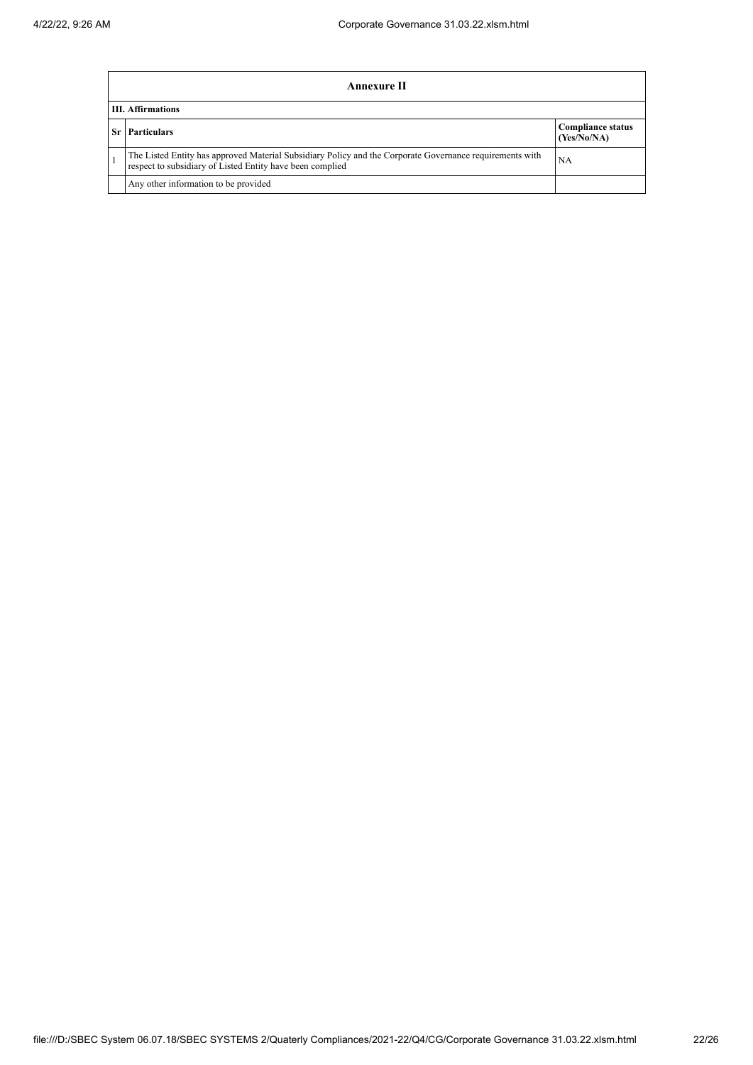| Annexure II | | |
|---|---|---|
| **III. Affirmations** | | |
| **Sr** | **Particulars** | **Compliance status (Yes/No/NA)** |
| 1 | The Listed Entity has approved Material Subsidiary Policy and the Corporate Governance requirements with respect to subsidiary of Listed Entity have been complied | NA |
| | Any other information to be provided | |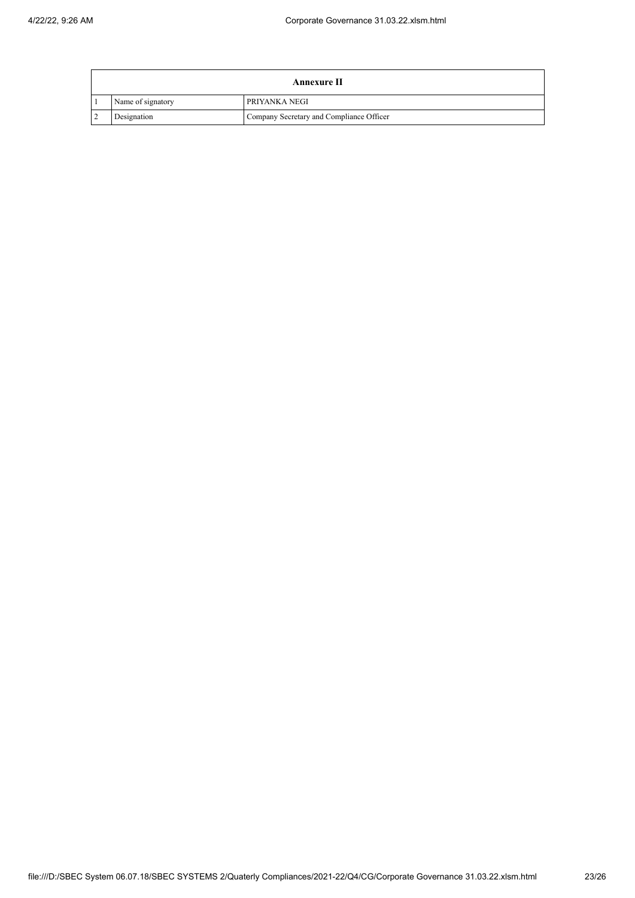| Annexure II | | |
|---|---|---|
| 1 | Name of signatory | PRIYANKA NEGI |
| 2 | Designation | Company Secretary and Compliance Officer |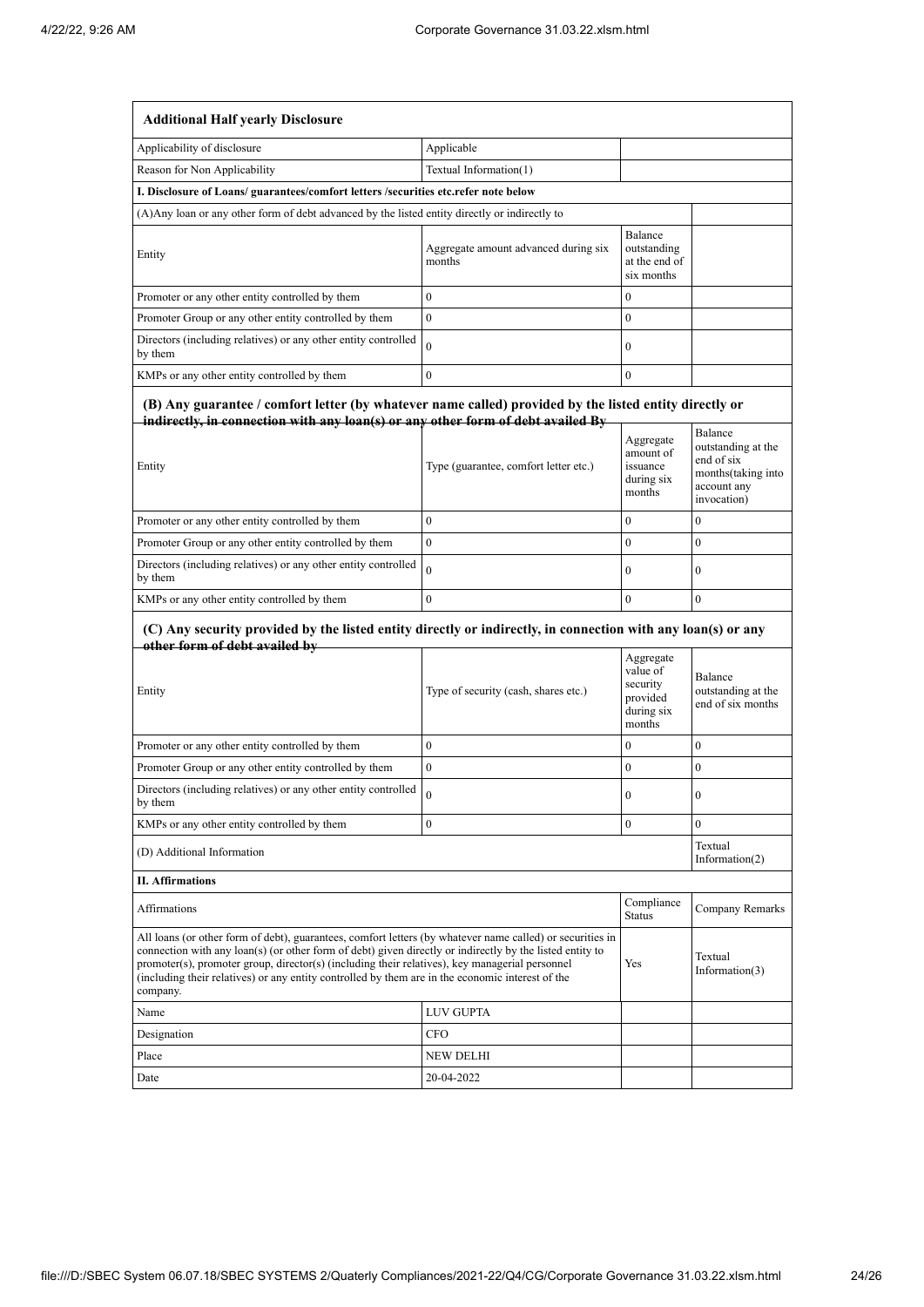| **Additional Half yearly Disclosure** | | | |
|---|---|---|---|
| Applicability of disclosure | Applicable | | |
| Reason for Non Applicability | Textual Information(1) | | |
| **I. Disclosure of Loans/ guarantees/comfort letters /securities etc.refer note below** | | | |
| (A)Any loan or any other form of debt advanced by the listed entity directly or indirectly to | | | |
| Entity | Aggregate amount advanced during six months | Balance outstanding at the end of six months | |
| Promoter or any other entity controlled by them | 0 | 0 | |
| Promoter Group or any other entity controlled by them | 0 | 0 | |
| Directors (including relatives) or any other entity controlled by them | 0 | 0 | |
| KMPs or any other entity controlled by them | 0 | 0 | |
| **(B) Any guarantee / comfort letter (by whatever name called) provided by the listed entity directly or indirectly, in connection with any loan(s) or any other form of debt availed By** | | | |
| Entity | Type (guarantee, comfort letter etc.) | Aggregate amount of issuance during six months | Balance outstanding at the end of six months(taking into account any invocation) |
| Promoter or any other entity controlled by them | 0 | 0 | 0 |
| Promoter Group or any other entity controlled by them | 0 | 0 | 0 |
| Directors (including relatives) or any other entity controlled by them | 0 | 0 | 0 |
| KMPs or any other entity controlled by them | 0 | 0 | 0 |
| **(C) Any security provided by the listed entity directly or indirectly, in connection with any loan(s) or any other form of debt availed by** | | | |
| Entity | Type of security (cash, shares etc.) | Aggregate value of security provided during six months | Balance outstanding at the end of six months |
| Promoter or any other entity controlled by them | 0 | 0 | 0 |
| Promoter Group or any other entity controlled by them | 0 | 0 | 0 |
| Directors (including relatives) or any other entity controlled by them | 0 | 0 | 0 |
| KMPs or any other entity controlled by them | 0 | 0 | 0 |
| (D) Additional Information | | | Textual Information(2) |
| **II. Affirmations** | | | |
| Affirmations | | Compliance Status | Company Remarks |
| All loans (or other form of debt), guarantees, comfort letters (by whatever name called) or securities in connection with any loan(s) (or other form of debt) given directly or indirectly by the listed entity to promoter(s), promoter group, director(s) (including their relatives), key managerial personnel (including their relatives) or any entity controlled by them are in the economic interest of the company. | | Yes | Textual Information(3) |
| Name | LUV GUPTA | | |
| Designation | CFO | | |
| Place | NEW DELHI | | |
| Date | 20-04-2022 | | |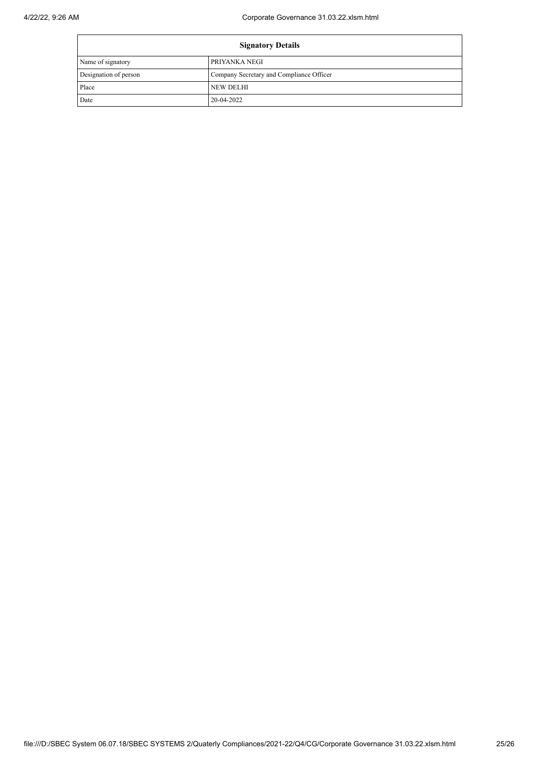| Signatory Details | |
|---|---|
| Name of signatory | PRIYANKA NEGI |
| Designation of person | Company Secretary and Compliance Officer |
| Place | NEW DELHI |
| Date | 20-04-2022 |